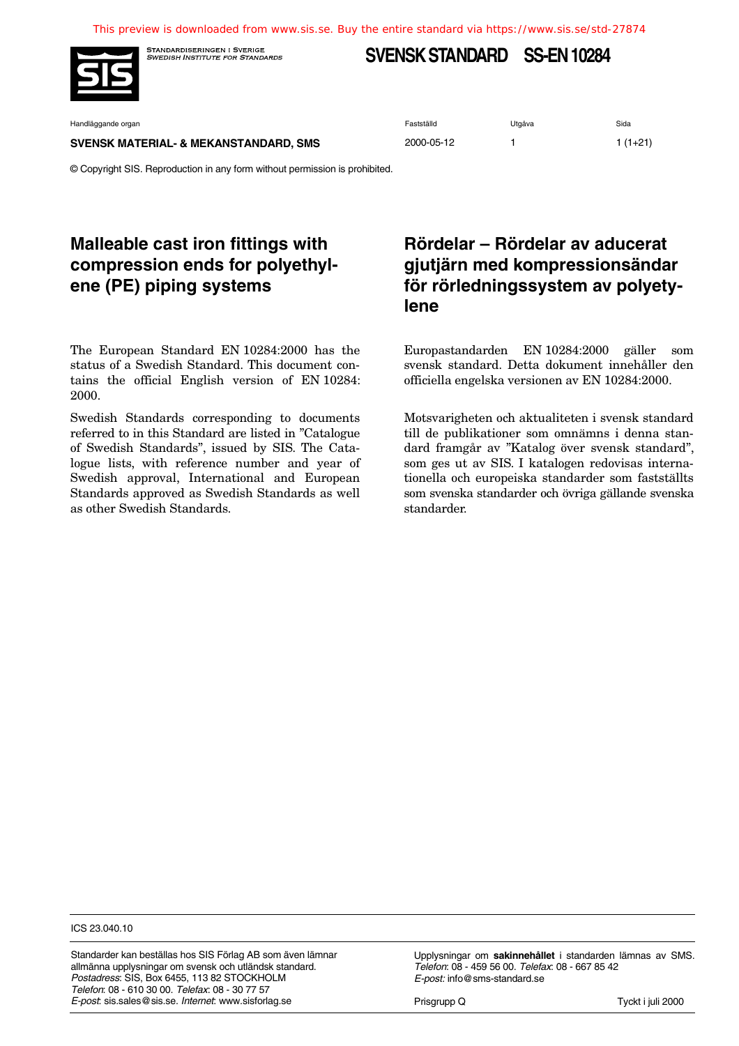This preview is downloaded from www.sis.se. Buy the entire standard via https://www.sis.se/std-27874

STANDARDISERINGEN I SVERIGE
*SWEDISH INSTITUTE FOR STANDARDS*

# SVENSK STANDARD SS-EN 10284

| Handläggande organ | Fastställd | Utgåva | Sida |
|---|---|---|---|
| **SVENSK MATERIAL- & MEKANSTANDARD, SMS** | 2000-05-12 | 1 | 1 (1+21) |

© Copyright SIS. Reproduction in any form without permission is prohibited.

## Malleable cast iron fittings with compression ends for polyethylene (PE) piping systems

The European Standard EN 10284:2000 has the status of a Swedish Standard. This document contains the official English version of EN 10284:2000.

Swedish Standards corresponding to documents referred to in this Standard are listed in "Catalogue of Swedish Standards", issued by SIS. The Catalogue lists, with reference number and year of Swedish approval, International and European Standards approved as Swedish Standards as well as other Swedish Standards.

## Rördelar – Rördelar av aducerat gjutjärn med kompressionsändar för rörledningssystem av polyetylene

Europastandarden EN 10284:2000 gäller som svensk standard. Detta dokument innehåller den officiella engelska versionen av EN 10284:2000.

Motsvarigheten och aktualiteten i svensk standard till de publikationer som omnämns i denna standard framgår av "Katalog över svensk standard", som ges ut av SIS. I katalogen redovisas internationella och europeiska standarder som fastställts som svenska standarder och övriga gällande svenska standarder.

ICS 23.040.10

Standarder kan beställas hos SIS Förlag AB som även lämnar allmänna upplysningar om svensk och utländsk standard.
*Postadress*: SIS, Box 6455, 113 82 STOCKHOLM
*Telefon*: 08 - 610 30 00. *Telefax*: 08 - 30 77 57
*E-post*: sis.sales@sis.se. *Internet*: www.sisforlag.se

Upplysningar om **sakinnehållet** i standarden lämnas av SMS.
*Telefon*: 08 - 459 56 00. *Telefax*: 08 - 667 85 42
*E-post:* info@sms-standard.se

Prisgrupp Q

Tyckt i juli 2000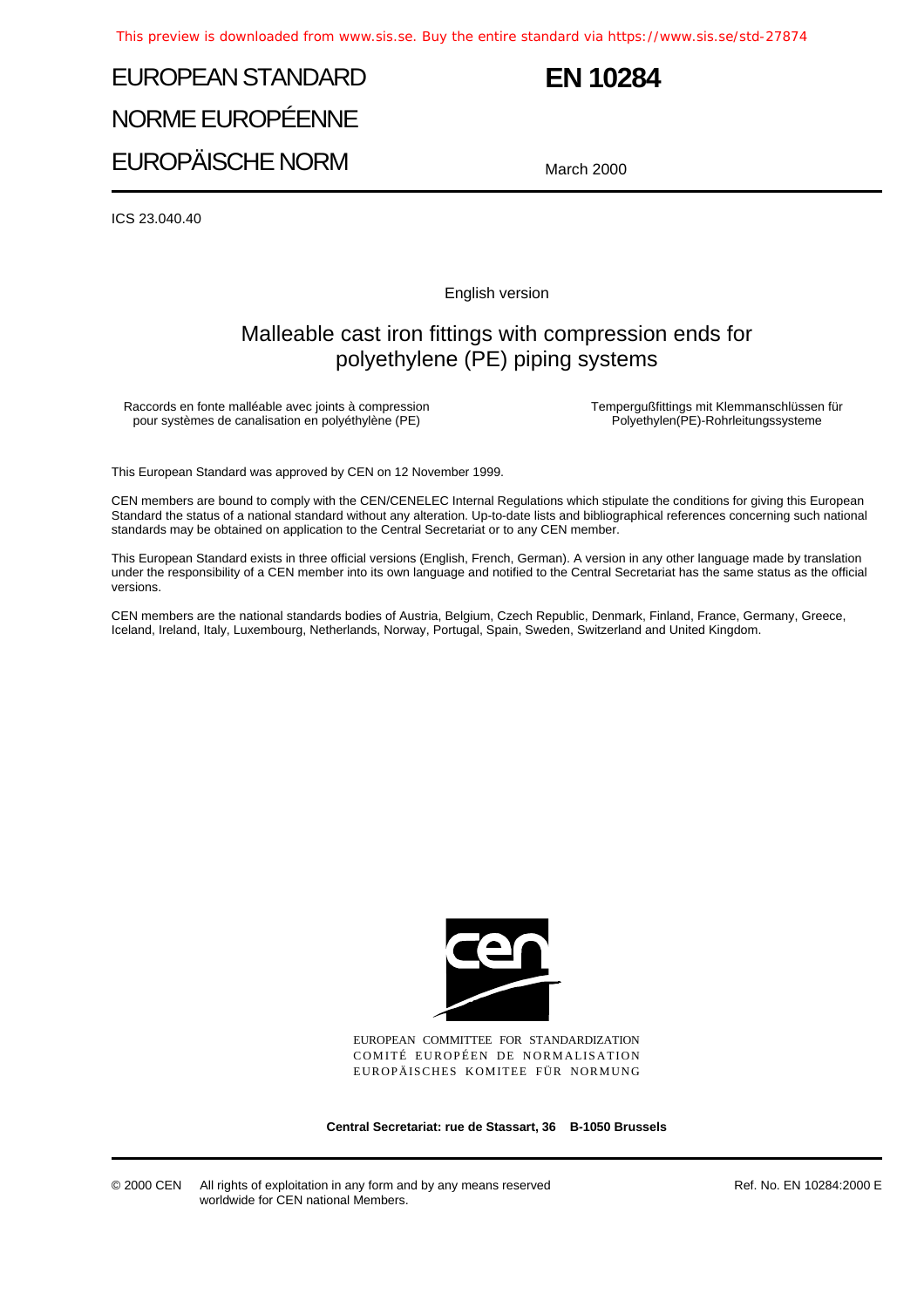# EUROPEAN STANDARD

# NORME EUROPÉENNE

# EUROPÄISCHE NORM

**EN 10284**

March 2000

ICS 23.040.40

English version

## Malleable cast iron fittings with compression ends for polyethylene (PE) piping systems

Raccords en fonte malléable avec joints à compression pour systèmes de canalisation en polyéthylène (PE)

Tempergußfittings mit Klemmanschlüssen für Polyethylen(PE)-Rohrleitungssysteme

This European Standard was approved by CEN on 12 November 1999.

CEN members are bound to comply with the CEN/CENELEC Internal Regulations which stipulate the conditions for giving this European Standard the status of a national standard without any alteration. Up-to-date lists and bibliographical references concerning such national standards may be obtained on application to the Central Secretariat or to any CEN member.

This European Standard exists in three official versions (English, French, German). A version in any other language made by translation under the responsibility of a CEN member into its own language and notified to the Central Secretariat has the same status as the official versions.

CEN members are the national standards bodies of Austria, Belgium, Czech Republic, Denmark, Finland, France, Germany, Greece, Iceland, Ireland, Italy, Luxembourg, Netherlands, Norway, Portugal, Spain, Sweden, Switzerland and United Kingdom.

EUROPEAN COMMITTEE FOR STANDARDIZATION
COMITÉ EUROPÉEN DE NORMALISATION
EUROPÄISCHES KOMITEE FÜR NORMUNG

**Central Secretariat: rue de Stassart, 36 B-1050 Brussels**

© 2000 CEN All rights of exploitation in any form and by any means reserved worldwide for CEN national Members.

Ref. No. EN 10284:2000 E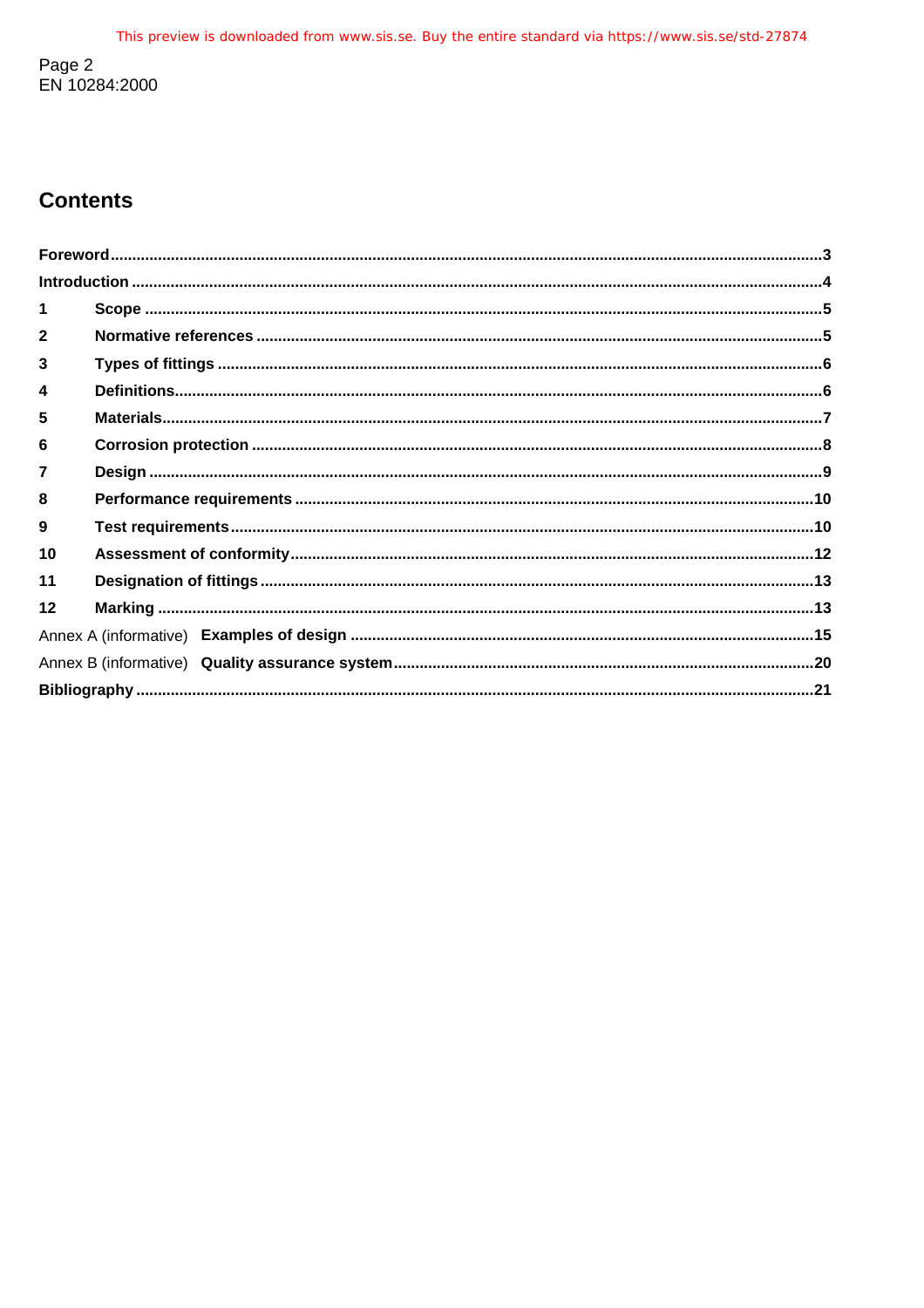# Contents

Foreword...3

Introduction...4

1 Scope...5

2 Normative references...5

3 Types of fittings...6

4 Definitions...6

5 Materials...7

6 Corrosion protection...8

7 Design...9

8 Performance requirements...10

9 Test requirements...10

10 Assessment of conformity...12

11 Designation of fittings...13

12 Marking...13

Annex A (informative) Examples of design...15

Annex B (informative) Quality assurance system...20

Bibliography...21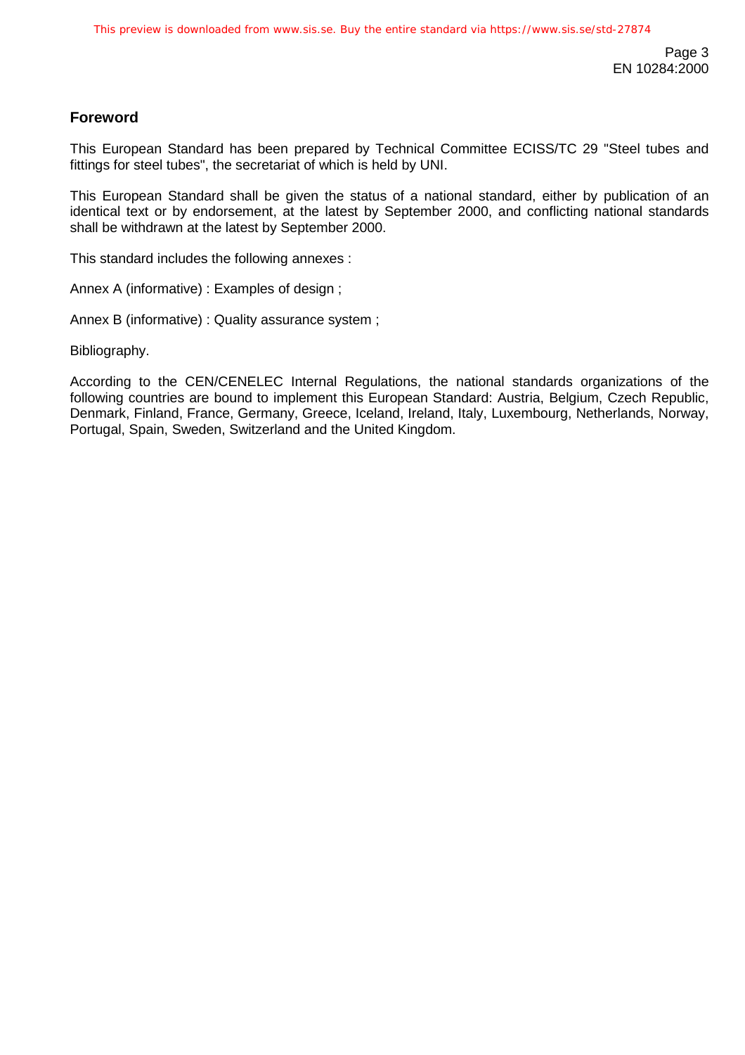## Foreword

This European Standard has been prepared by Technical Committee ECISS/TC 29 "Steel tubes and fittings for steel tubes", the secretariat of which is held by UNI.

This European Standard shall be given the status of a national standard, either by publication of an identical text or by endorsement, at the latest by September 2000, and conflicting national standards shall be withdrawn at the latest by September 2000.

This standard includes the following annexes :

Annex A (informative) : Examples of design ;

Annex B (informative) : Quality assurance system ;

Bibliography.

According to the CEN/CENELEC Internal Regulations, the national standards organizations of the following countries are bound to implement this European Standard: Austria, Belgium, Czech Republic, Denmark, Finland, France, Germany, Greece, Iceland, Ireland, Italy, Luxembourg, Netherlands, Norway, Portugal, Spain, Sweden, Switzerland and the United Kingdom.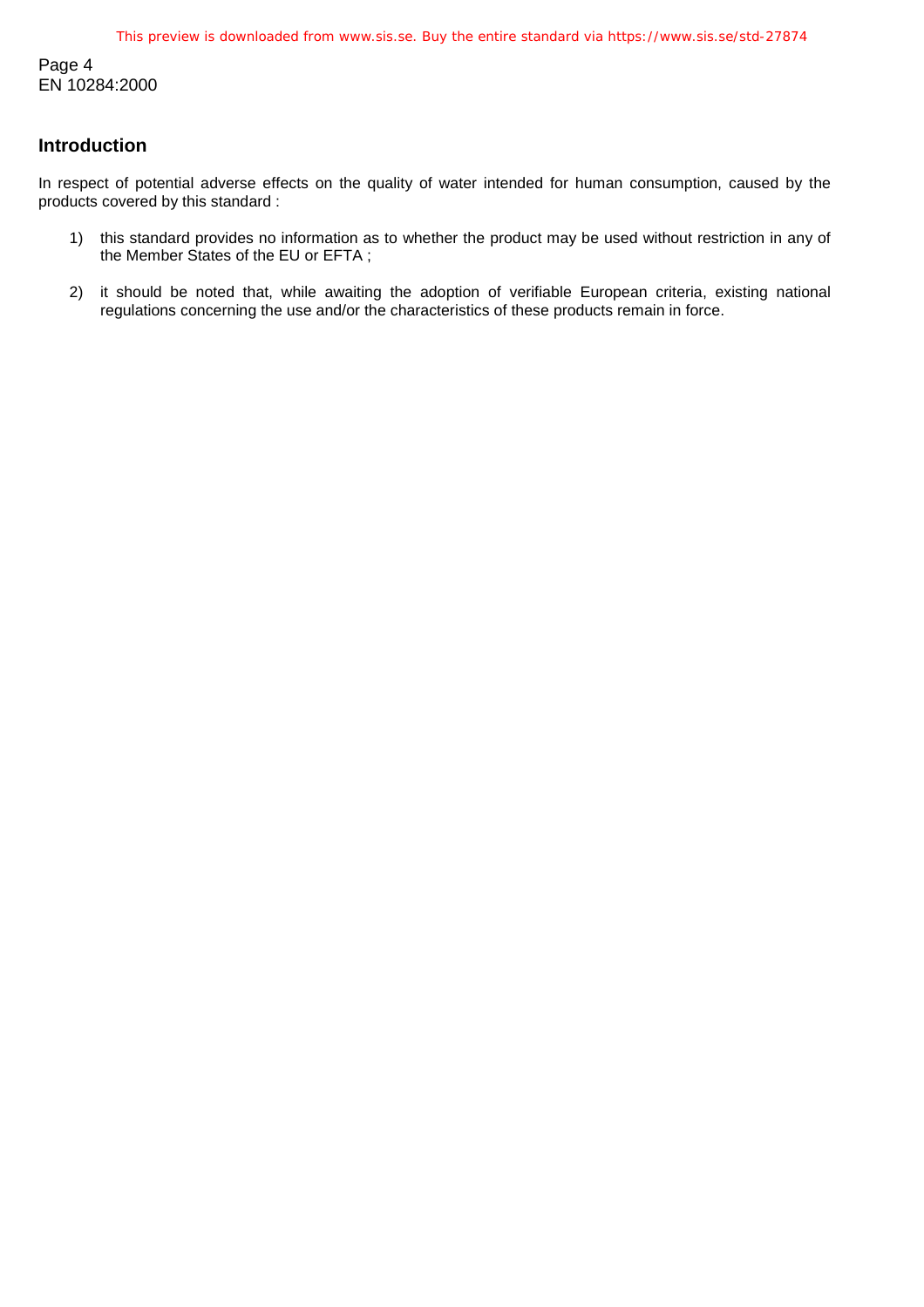## Introduction

In respect of potential adverse effects on the quality of water intended for human consumption, caused by the products covered by this standard :

1) this standard provides no information as to whether the product may be used without restriction in any of the Member States of the EU or EFTA ;

2) it should be noted that, while awaiting the adoption of verifiable European criteria, existing national regulations concerning the use and/or the characteristics of these products remain in force.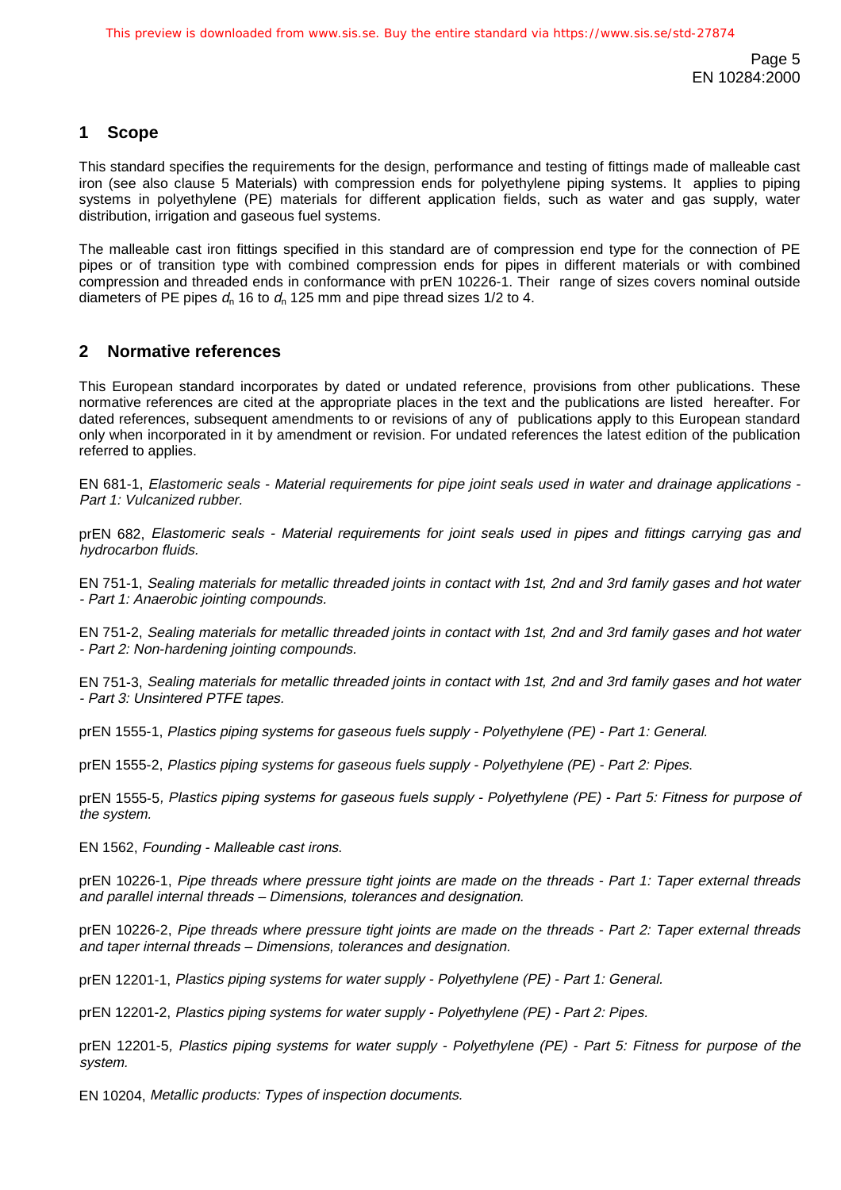## 1 Scope

This standard specifies the requirements for the design, performance and testing of fittings made of malleable cast iron (see also clause 5 Materials) with compression ends for polyethylene piping systems. It applies to piping systems in polyethylene (PE) materials for different application fields, such as water and gas supply, water distribution, irrigation and gaseous fuel systems.

The malleable cast iron fittings specified in this standard are of compression end type for the connection of PE pipes or of transition type with combined compression ends for pipes in different materials or with combined compression and threaded ends in conformance with prEN 10226-1. Their range of sizes covers nominal outside diameters of PE pipes $d_n$ 16 to $d_n$ 125 mm and pipe thread sizes 1/2 to 4.

## 2 Normative references

This European standard incorporates by dated or undated reference, provisions from other publications. These normative references are cited at the appropriate places in the text and the publications are listed hereafter. For dated references, subsequent amendments to or revisions of any of publications apply to this European standard only when incorporated in it by amendment or revision. For undated references the latest edition of the publication referred to applies.

EN 681-1, *Elastomeric seals - Material requirements for pipe joint seals used in water and drainage applications - Part 1: Vulcanized rubber.*

prEN 682, *Elastomeric seals - Material requirements for joint seals used in pipes and fittings carrying gas and hydrocarbon fluids.*

EN 751-1, *Sealing materials for metallic threaded joints in contact with 1st, 2nd and 3rd family gases and hot water - Part 1: Anaerobic jointing compounds.*

EN 751-2, *Sealing materials for metallic threaded joints in contact with 1st, 2nd and 3rd family gases and hot water - Part 2: Non-hardening jointing compounds.*

EN 751-3, *Sealing materials for metallic threaded joints in contact with 1st, 2nd and 3rd family gases and hot water - Part 3: Unsintered PTFE tapes.*

prEN 1555-1, *Plastics piping systems for gaseous fuels supply - Polyethylene (PE) - Part 1: General.*

prEN 1555-2, *Plastics piping systems for gaseous fuels supply - Polyethylene (PE) - Part 2: Pipes.*

prEN 1555-5, *Plastics piping systems for gaseous fuels supply - Polyethylene (PE) - Part 5: Fitness for purpose of the system.*

EN 1562, *Founding - Malleable cast irons.*

prEN 10226-1, *Pipe threads where pressure tight joints are made on the threads - Part 1: Taper external threads and parallel internal threads – Dimensions, tolerances and designation.*

prEN 10226-2, *Pipe threads where pressure tight joints are made on the threads - Part 2: Taper external threads and taper internal threads – Dimensions, tolerances and designation.*

prEN 12201-1, *Plastics piping systems for water supply - Polyethylene (PE) - Part 1: General.*

prEN 12201-2, *Plastics piping systems for water supply - Polyethylene (PE) - Part 2: Pipes.*

prEN 12201-5, *Plastics piping systems for water supply - Polyethylene (PE) - Part 5: Fitness for purpose of the system.*

EN 10204, *Metallic products: Types of inspection documents.*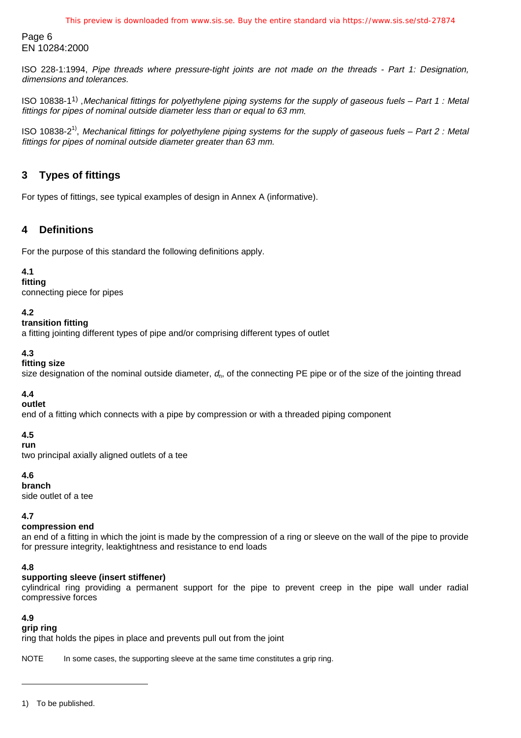ISO 228-1:1994, *Pipe threads where pressure-tight joints are not made on the threads - Part 1: Designation, dimensions and tolerances.*

ISO 10838-1[1]) ,*Mechanical fittings for polyethylene piping systems for the supply of gaseous fuels – Part 1 : Metal fittings for pipes of nominal outside diameter less than or equal to 63 mm.*

ISO 10838-2[1]), *Mechanical fittings for polyethylene piping systems for the supply of gaseous fuels – Part 2 : Metal fittings for pipes of nominal outside diameter greater than 63 mm.*

## 3 Types of fittings

For types of fittings, see typical examples of design in Annex A (informative).

## 4 Definitions

For the purpose of this standard the following definitions apply.

**4.1**
**fitting**
connecting piece for pipes

**4.2**
**transition fitting**
a fitting jointing different types of pipe and/or comprising different types of outlet

**4.3**
**fitting size**
size designation of the nominal outside diameter, $d_n$, of the connecting PE pipe or of the size of the jointing thread

**4.4**
**outlet**
end of a fitting which connects with a pipe by compression or with a threaded piping component

**4.5**
**run**
two principal axially aligned outlets of a tee

**4.6**
**branch**
side outlet of a tee

**4.7**
**compression end**
an end of a fitting in which the joint is made by the compression of a ring or sleeve on the wall of the pipe to provide for pressure integrity, leaktightness and resistance to end loads

**4.8**
**supporting sleeve (insert stiffener)**
cylindrical ring providing a permanent support for the pipe to prevent creep in the pipe wall under radial compressive forces

**4.9**
**grip ring**
ring that holds the pipes in place and prevents pull out from the joint

NOTE In some cases, the supporting sleeve at the same time constitutes a grip ring.

---

1) To be published.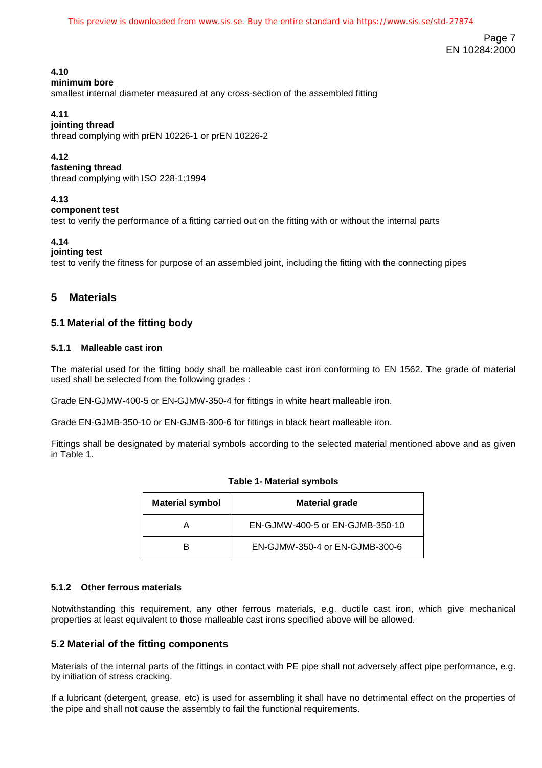**4.10**

**minimum bore**

smallest internal diameter measured at any cross-section of the assembled fitting

**4.11**

**jointing thread**

thread complying with prEN 10226-1 or prEN 10226-2

**4.12**

**fastening thread**

thread complying with ISO 228-1:1994

**4.13**

**component test**

test to verify the performance of a fitting carried out on the fitting with or without the internal parts

**4.14**

**jointing test**

test to verify the fitness for purpose of an assembled joint, including the fitting with the connecting pipes

## 5 Materials

### 5.1 Material of the fitting body

#### 5.1.1 Malleable cast iron

The material used for the fitting body shall be malleable cast iron conforming to EN 1562. The grade of material used shall be selected from the following grades :

Grade EN-GJMW-400-5 or EN-GJMW-350-4 for fittings in white heart malleable iron.

Grade EN-GJMB-350-10 or EN-GJMB-300-6 for fittings in black heart malleable iron.

Fittings shall be designated by material symbols according to the selected material mentioned above and as given in Table 1.

**Table 1- Material symbols**

| Material symbol | Material grade |
|---|---|
| A | EN-GJMW-400-5 or EN-GJMB-350-10 |
| B | EN-GJMW-350-4 or EN-GJMB-300-6 |

#### 5.1.2 Other ferrous materials

Notwithstanding this requirement, any other ferrous materials, e.g. ductile cast iron, which give mechanical properties at least equivalent to those malleable cast irons specified above will be allowed.

### 5.2 Material of the fitting components

Materials of the internal parts of the fittings in contact with PE pipe shall not adversely affect pipe performance, e.g. by initiation of stress cracking.

If a lubricant (detergent, grease, etc) is used for assembling it shall have no detrimental effect on the properties of the pipe and shall not cause the assembly to fail the functional requirements.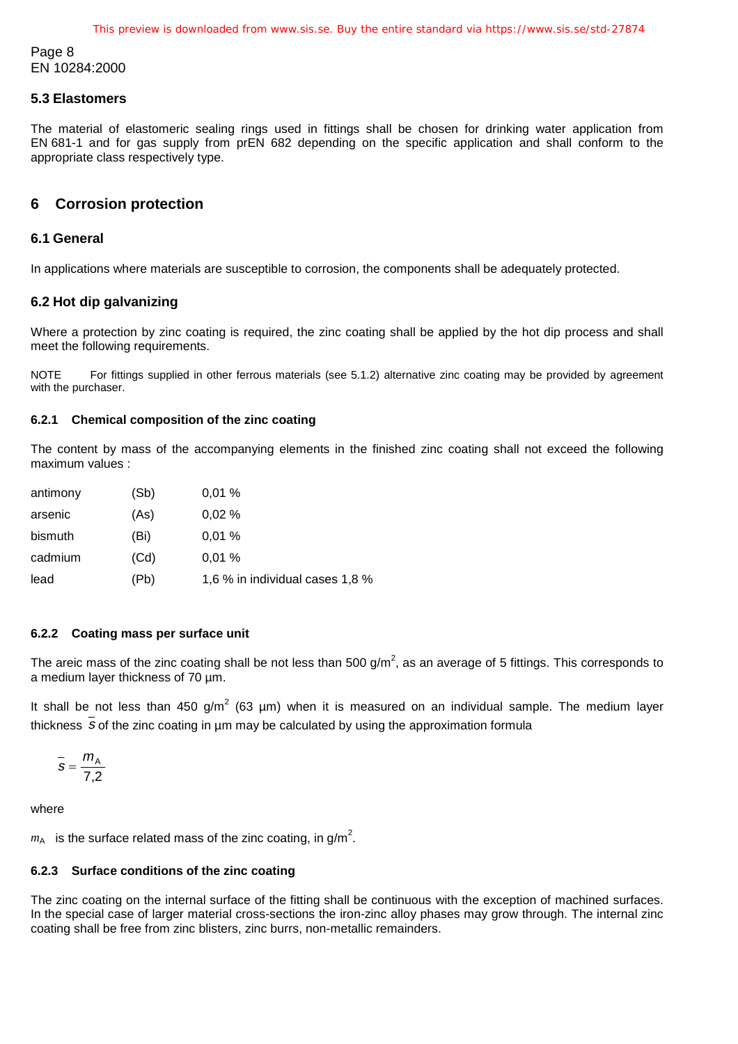### 5.3 Elastomers

The material of elastomeric sealing rings used in fittings shall be chosen for drinking water application from EN 681-1 and for gas supply from prEN 682 depending on the specific application and shall conform to the appropriate class respectively type.

## 6 Corrosion protection

### 6.1 General

In applications where materials are susceptible to corrosion, the components shall be adequately protected.

### 6.2 Hot dip galvanizing

Where a protection by zinc coating is required, the zinc coating shall be applied by the hot dip process and shall meet the following requirements.

NOTE For fittings supplied in other ferrous materials (see 5.1.2) alternative zinc coating may be provided by agreement with the purchaser.

#### 6.2.1 Chemical composition of the zinc coating

The content by mass of the accompanying elements in the finished zinc coating shall not exceed the following maximum values :

| | | |
|---|---|---|
| antimony | (Sb) | 0,01 % |
| arsenic | (As) | 0,02 % |
| bismuth | (Bi) | 0,01 % |
| cadmium | (Cd) | 0,01 % |
| lead | (Pb) | 1,6 % in individual cases 1,8 % |

#### 6.2.2 Coating mass per surface unit

The areic mass of the zinc coating shall be not less than 500 g/m$^2$, as an average of 5 fittings. This corresponds to a medium layer thickness of 70 µm.

It shall be not less than 450 g/m$^2$ (63 µm) when it is measured on an individual sample. The medium layer thickness $\overline{s}$ of the zinc coating in µm may be calculated by using the approximation formula

$$\overline{s} = \frac{m_A}{7,2}$$

where

$m_A$ is the surface related mass of the zinc coating, in g/m$^2$.

#### 6.2.3 Surface conditions of the zinc coating

The zinc coating on the internal surface of the fitting shall be continuous with the exception of machined surfaces. In the special case of larger material cross-sections the iron-zinc alloy phases may grow through. The internal zinc coating shall be free from zinc blisters, zinc burrs, non-metallic remainders.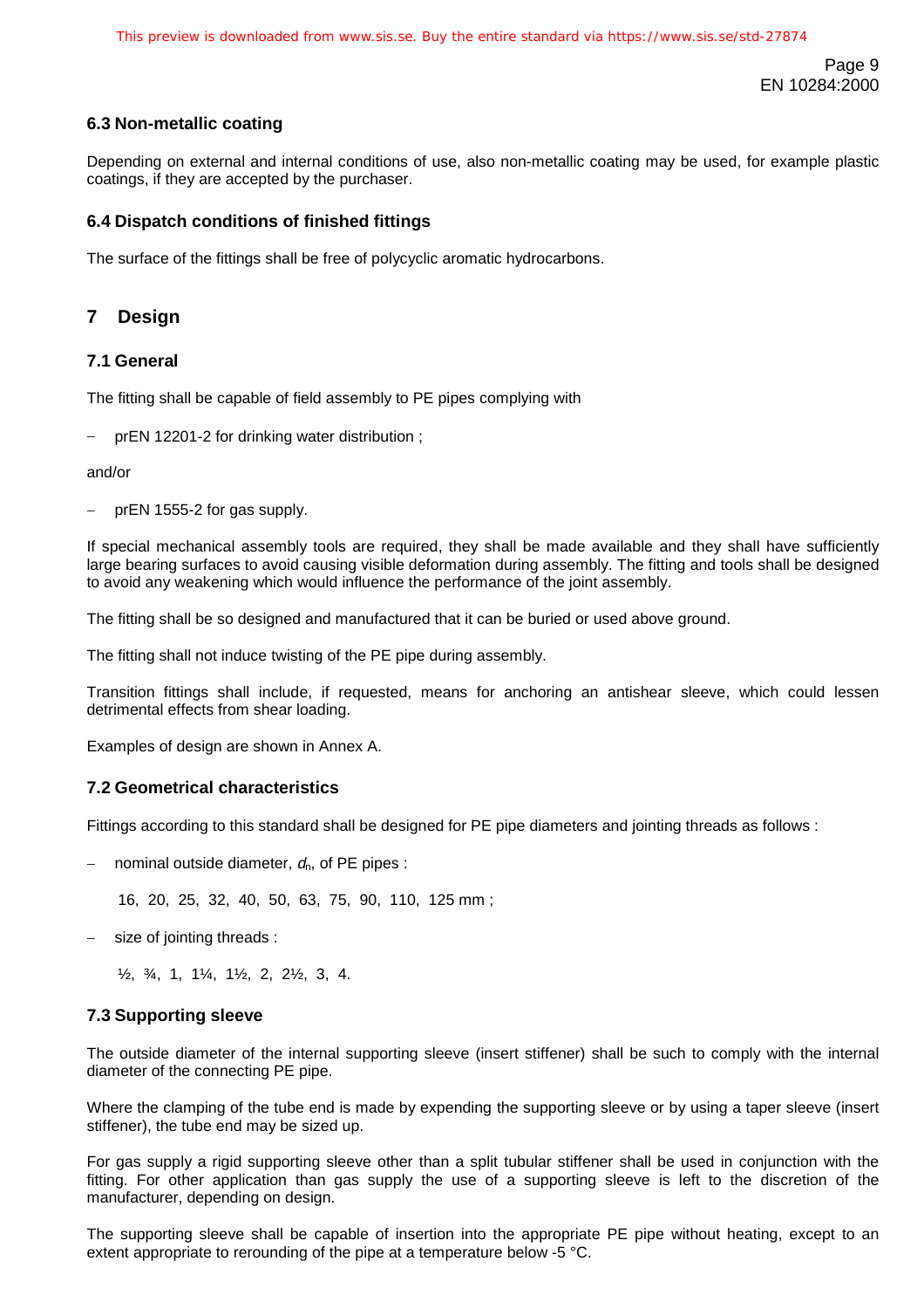### 6.3 Non-metallic coating

Depending on external and internal conditions of use, also non-metallic coating may be used, for example plastic coatings, if they are accepted by the purchaser.

### 6.4 Dispatch conditions of finished fittings

The surface of the fittings shall be free of polycyclic aromatic hydrocarbons.

## 7 Design

### 7.1 General

The fitting shall be capable of field assembly to PE pipes complying with

- prEN 12201-2 for drinking water distribution ;

and/or

- prEN 1555-2 for gas supply.

If special mechanical assembly tools are required, they shall be made available and they shall have sufficiently large bearing surfaces to avoid causing visible deformation during assembly. The fitting and tools shall be designed to avoid any weakening which would influence the performance of the joint assembly.

The fitting shall be so designed and manufactured that it can be buried or used above ground.

The fitting shall not induce twisting of the PE pipe during assembly.

Transition fittings shall include, if requested, means for anchoring an antishear sleeve, which could lessen detrimental effects from shear loading.

Examples of design are shown in Annex A.

### 7.2 Geometrical characteristics

Fittings according to this standard shall be designed for PE pipe diameters and jointing threads as follows :

- nominal outside diameter, $d_n$, of PE pipes :

  16, 20, 25, 32, 40, 50, 63, 75, 90, 110, 125 mm ;

- size of jointing threads :

  ½, ¾, 1, 1¼, 1½, 2, 2½, 3, 4.

### 7.3 Supporting sleeve

The outside diameter of the internal supporting sleeve (insert stiffener) shall be such to comply with the internal diameter of the connecting PE pipe.

Where the clamping of the tube end is made by expending the supporting sleeve or by using a taper sleeve (insert stiffener), the tube end may be sized up.

For gas supply a rigid supporting sleeve other than a split tubular stiffener shall be used in conjunction with the fitting. For other application than gas supply the use of a supporting sleeve is left to the discretion of the manufacturer, depending on design.

The supporting sleeve shall be capable of insertion into the appropriate PE pipe without heating, except to an extent appropriate to rerounding of the pipe at a temperature below -5 °C.